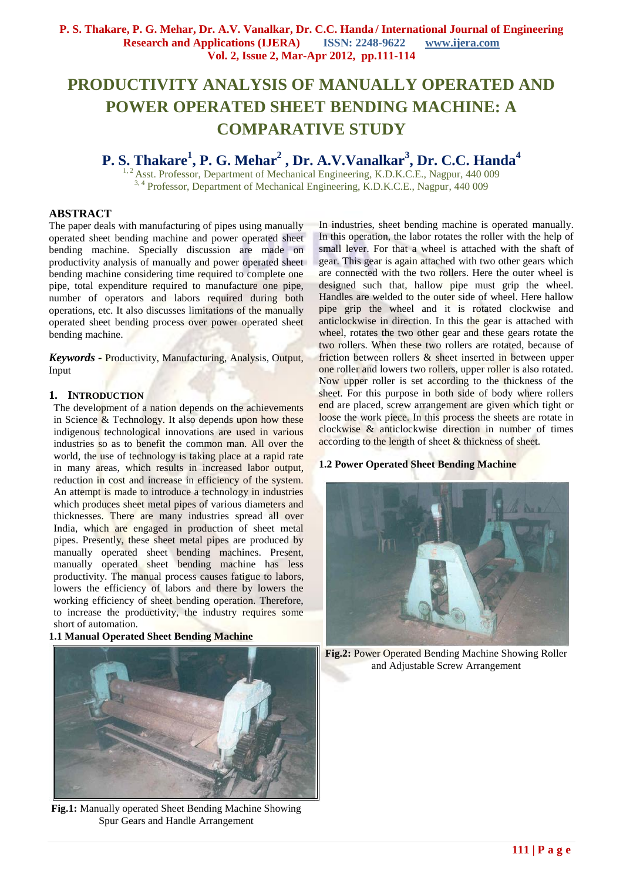# PRODUCTIVITY ANALYSIS OF MANUALLY OPERATED AND POWER OPERATED SHEET BENDING MACHINE: A COMPARATIVE STUDY

**P. S. Thakare[1], P. G. Mehar[2], Dr. A.V.Vanalkar[3], Dr. C.C. Handa[4]**

[1, 2] Asst. Professor, Department of Mechanical Engineering, K.D.K.C.E., Nagpur, 440 009

[3, 4] Professor, Department of Mechanical Engineering, K.D.K.C.E., Nagpur, 440 009

## ABSTRACT

The paper deals with manufacturing of pipes using manually operated sheet bending machine and power operated sheet bending machine. Specially discussion are made on productivity analysis of manually and power operated sheet bending machine considering time required to complete one pipe, total expenditure required to manufacture one pipe, number of operators and labors required during both operations, etc. It also discusses limitations of the manually operated sheet bending process over power operated sheet bending machine.

***Keywords -*** Productivity, Manufacturing, Analysis, Output, Input

## 1. INTRODUCTION

The development of a nation depends on the achievements in Science & Technology. It also depends upon how these indigenous technological innovations are used in various industries so as to benefit the common man. All over the world, the use of technology is taking place at a rapid rate in many areas, which results in increased labor output, reduction in cost and increase in efficiency of the system. An attempt is made to introduce a technology in industries which produces sheet metal pipes of various diameters and thicknesses. There are many industries spread all over India, which are engaged in production of sheet metal pipes. Presently, these sheet metal pipes are produced by manually operated sheet bending machines. Present, manually operated sheet bending machine has less productivity. The manual process causes fatigue to labors, lowers the efficiency of labors and there by lowers the working efficiency of sheet bending operation. Therefore, to increase the productivity, the industry requires some short of automation.

### 1.1 Manual Operated Sheet Bending Machine

**Fig.1:** Manually operated Sheet Bending Machine Showing Spur Gears and Handle Arrangement

In industries, sheet bending machine is operated manually. In this operation, the labor rotates the roller with the help of small lever. For that a wheel is attached with the shaft of gear. This gear is again attached with two other gears which are connected with the two rollers. Here the outer wheel is designed such that, hallow pipe must grip the wheel. Handles are welded to the outer side of wheel. Here hallow pipe grip the wheel and it is rotated clockwise and anticlockwise in direction. In this the gear is attached with wheel, rotates the two other gear and these gears rotate the two rollers. When these two rollers are rotated, because of friction between rollers & sheet inserted in between upper one roller and lowers two rollers, upper roller is also rotated. Now upper roller is set according to the thickness of the sheet. For this purpose in both side of body where rollers end are placed, screw arrangement are given which tight or loose the work piece. In this process the sheets are rotate in clockwise & anticlockwise direction in number of times according to the length of sheet & thickness of sheet.

### 1.2 Power Operated Sheet Bending Machine

**Fig.2:** Power Operated Bending Machine Showing Roller and Adjustable Screw Arrangement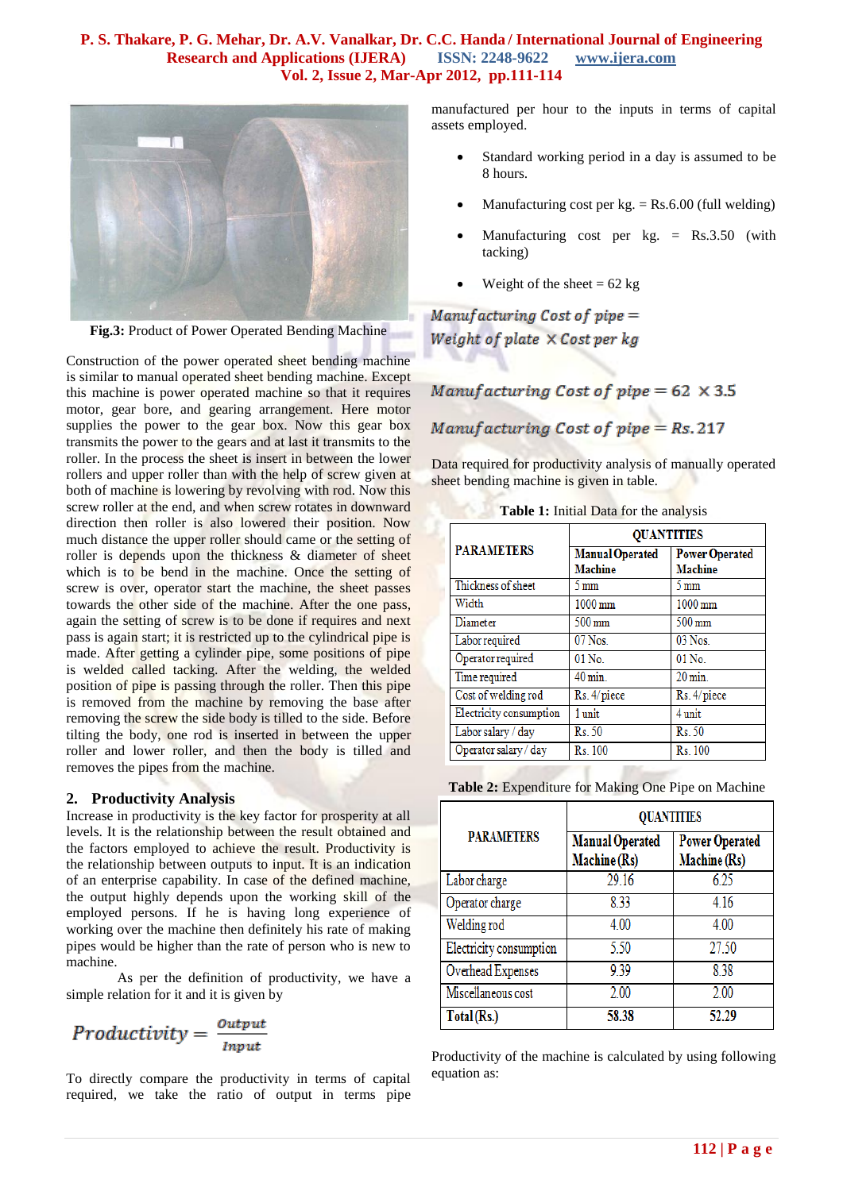Fig.3: Product of Power Operated Bending Machine

Construction of the power operated sheet bending machine is similar to manual operated sheet bending machine. Except this machine is power operated machine so that it requires motor, gear bore, and gearing arrangement. Here motor supplies the power to the gear box. Now this gear box transmits the power to the gears and at last it transmits to the roller. In the process the sheet is insert in between the lower rollers and upper roller than with the help of screw given at both of machine is lowering by revolving with rod. Now this screw roller at the end, and when screw rotates in downward direction then roller is also lowered their position. Now much distance the upper roller should came or the setting of roller is depends upon the thickness & diameter of sheet which is to be bend in the machine. Once the setting of screw is over, operator start the machine, the sheet passes towards the other side of the machine. After the one pass, again the setting of screw is to be done if requires and next pass is again start; it is restricted up to the cylindrical pipe is made. After getting a cylinder pipe, some positions of pipe is welded called tacking. After the welding, the welded position of pipe is passing through the roller. Then this pipe is removed from the machine by removing the base after removing the screw the side body is tilled to the side. Before tilting the body, one rod is inserted in between the upper roller and lower roller, and then the body is tilled and removes the pipes from the machine.

## 2. Productivity Analysis

Increase in productivity is the key factor for prosperity at all levels. It is the relationship between the result obtained and the factors employed to achieve the result. Productivity is the relationship between outputs to input. It is an indication of an enterprise capability. In case of the defined machine, the output highly depends upon the working skill of the employed persons. If he is having long experience of working over the machine then definitely his rate of making pipes would be higher than the rate of person who is new to machine.

As per the definition of productivity, we have a simple relation for it and it is given by

$$Productivity = \frac{Output}{Input}$$

To directly compare the productivity in terms of capital required, we take the ratio of output in terms pipe manufactured per hour to the inputs in terms of capital assets employed.

- Standard working period in a day is assumed to be 8 hours.
- Manufacturing cost per kg. = Rs.6.00 (full welding)
- Manufacturing cost per kg. = Rs.3.50 (with tacking)
- Weight of the sheet = 62 kg

$$Manufacturing\ Cost\ of\ pipe = Weight\ of\ plate\ \times Cost\ per\ kg$$

$$Manufacturing\ Cost\ of\ pipe = 62\ \times 3.5$$

$$Manufacturing\ Cost\ of\ pipe = Rs.217$$

Data required for productivity analysis of manually operated sheet bending machine is given in table.

**Table 1:** Initial Data for the analysis

| PARAMETERS | QUANTITIES | |
|---|---|---|
| | **Manual Operated Machine** | **Power Operated Machine** |
| Thickness of sheet | 5 mm | 5 mm |
| Width | 1000 mm | 1000 mm |
| Diameter | 500 mm | 500 mm |
| Labor required | 07 Nos. | 03 Nos. |
| Operator required | 01 No. | 01 No. |
| Time required | 40 min. | 20 min. |
| Cost of welding rod | Rs. 4/piece | Rs. 4/piece |
| Electricity consumption | 1 unit | 4 unit |
| Labor salary / day | Rs. 50 | Rs. 50 |
| Operator salary / day | Rs. 100 | Rs. 100 |

**Table 2:** Expenditure for Making One Pipe on Machine

| PARAMETERS | QUANTITIES | |
|---|---|---|
| | Manual Operated Machine (Rs) | Power Operated Machine (Rs) |
| Labor charge | 29.16 | 6.25 |
| Operator charge | 8.33 | 4.16 |
| Welding rod | 4.00 | 4.00 |
| Electricity consumption | 5.50 | 27.50 |
| Overhead Expenses | 9.39 | 8.38 |
| Miscellaneous cost | 2.00 | 2.00 |
| **Total (Rs.)** | **58.38** | **52.29** |

Productivity of the machine is calculated by using following equation as: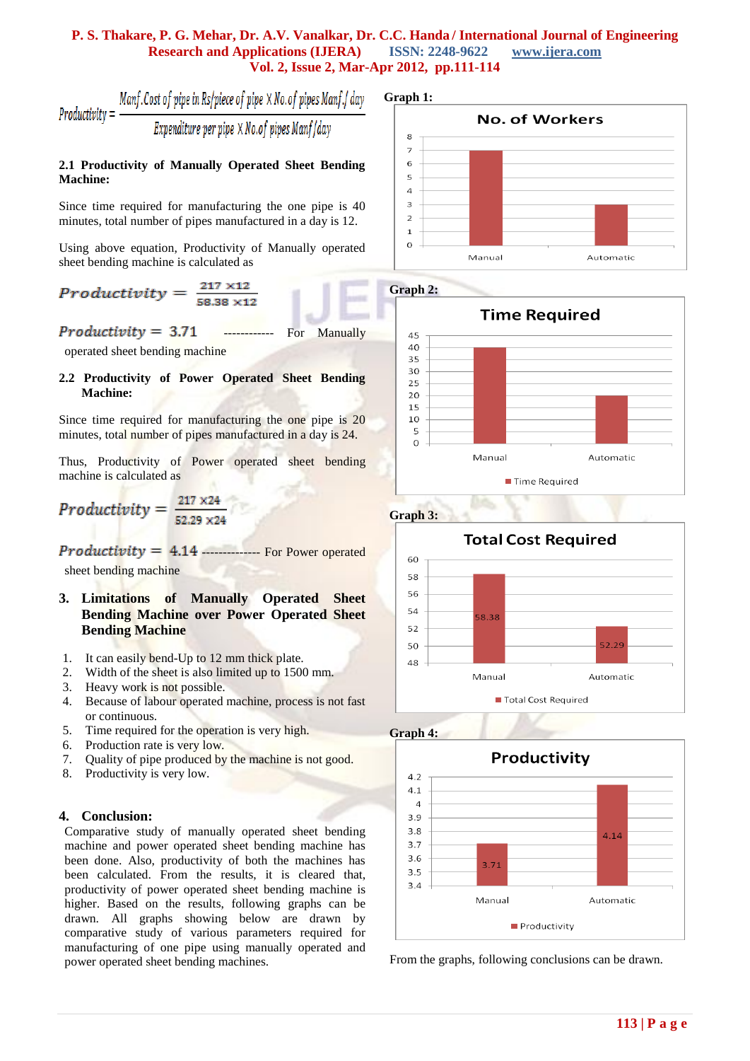$$Productivity = \frac{Manf.Cost\ of\ pipe\ in\ Rs/piece\ of\ pipe \times No.of\ pipes\ Manf./day}{Expenditure\ per\ pipe \times No.of\ pipes\ Manf/day}$$

### 2.1 Productivity of Manually Operated Sheet Bending Machine:

Since time required for manufacturing the one pipe is 40 minutes, total number of pipes manufactured in a day is 12.

Using above equation, Productivity of Manually operated sheet bending machine is calculated as

$$Productivity = \frac{217 \times 12}{58.38 \times 12}$$

$Productivity = 3.71$ ------------ For Manually operated sheet bending machine

### 2.2 Productivity of Power Operated Sheet Bending Machine:

Since time required for manufacturing the one pipe is 20 minutes, total number of pipes manufactured in a day is 24.

Thus, Productivity of Power operated sheet bending machine is calculated as

$$Productivity = \frac{217 \times 24}{52.29 \times 24}$$

$Productivity = 4.14$ ------------- For Power operated sheet bending machine

## 3. Limitations of Manually Operated Sheet Bending Machine over Power Operated Sheet Bending Machine

1. It can easily bend-Up to 12 mm thick plate.
2. Width of the sheet is also limited up to 1500 mm.
3. Heavy work is not possible.
4. Because of labour operated machine, process is not fast or continuous.
5. Time required for the operation is very high.
6. Production rate is very low.
7. Quality of pipe produced by the machine is not good.
8. Productivity is very low.

## 4. Conclusion:

Comparative study of manually operated sheet bending machine and power operated sheet bending machine has been done. Also, productivity of both the machines has been calculated. From the results, it is cleared that, productivity of power operated sheet bending machine is higher. Based on the results, following graphs can be drawn. All graphs showing below are drawn by comparative study of various parameters required for manufacturing of one pipe using manually operated and power operated sheet bending machines.

**Graph 1:**

No. of Workers

| | Manual | Automatic |
|---|---|---|
| No. of Workers | 7 | 3 |

**Graph 2:**

Time Required

| | Manual | Automatic |
|---|---|---|
| Time Required | 40 | 20 |

**Graph 3:**

Total Cost Required

| | Manual | Automatic |
|---|---|---|
| Total Cost Required | 58.38 | 52.29 |

**Graph 4:**

Productivity

| | Manual | Automatic |
|---|---|---|
| Productivity | 3.71 | 4.14 |

From the graphs, following conclusions can be drawn.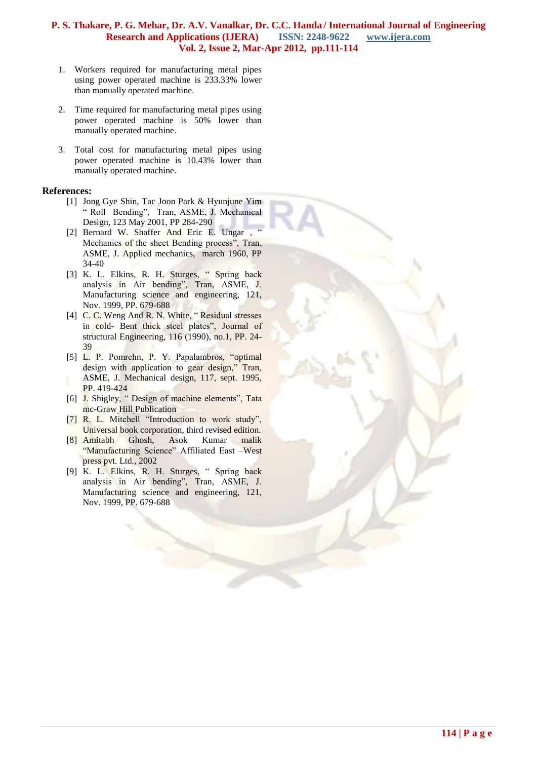1. Workers required for manufacturing metal pipes using power operated machine is 233.33% lower than manually operated machine.

2. Time required for manufacturing metal pipes using power operated machine is 50% lower than manually operated machine.

3. Total cost for manufacturing metal pipes using power operated machine is 10.43% lower than manually operated machine.

## References:

[1] Jong Gye Shin, Tac Joon Park & Hyunjune Yim " Roll Bending", Tran, ASME, J. Mechanical Design, 123 May 2001, PP 284-290

[2] Bernard W. Shaffer And Eric E. Ungar , " Mechanics of the sheet Bending process", Tran, ASME, J. Applied mechanics, march 1960, PP 34-40

[3] K. L. Elkins, R. H. Sturges, " Spring back analysis in Air bending", Tran, ASME, J. Manufacturing science and engineering, 121, Nov. 1999, PP. 679-688

[4] C. C. Weng And R. N. White, " Residual stresses in cold- Bent thick steel plates", Journal of structural Engineering, 116 (1990), no.1, PP. 24-39

[5] L. P. Pomrehn, P. Y. Papalambros, "optimal design with application to gear design," Tran, ASME, J. Mechanical design, 117, sept. 1995, PP. 419-424

[6] J. Shigley, " Design of machine elements", Tata mc-Graw Hill Publication

[7] R. L. Mitchell "Introduction to work study", Universal book corporation, third revised edition.

[8] Amitabh Ghosh, Asok Kumar malik "Manufacturing Science" Affiliated East –West press pvt. Ltd., 2002

[9] K. L. Elkins, R. H. Sturges, " Spring back analysis in Air bending", Tran, ASME, J. Manufacturing science and engineering, 121, Nov. 1999, PP. 679-688